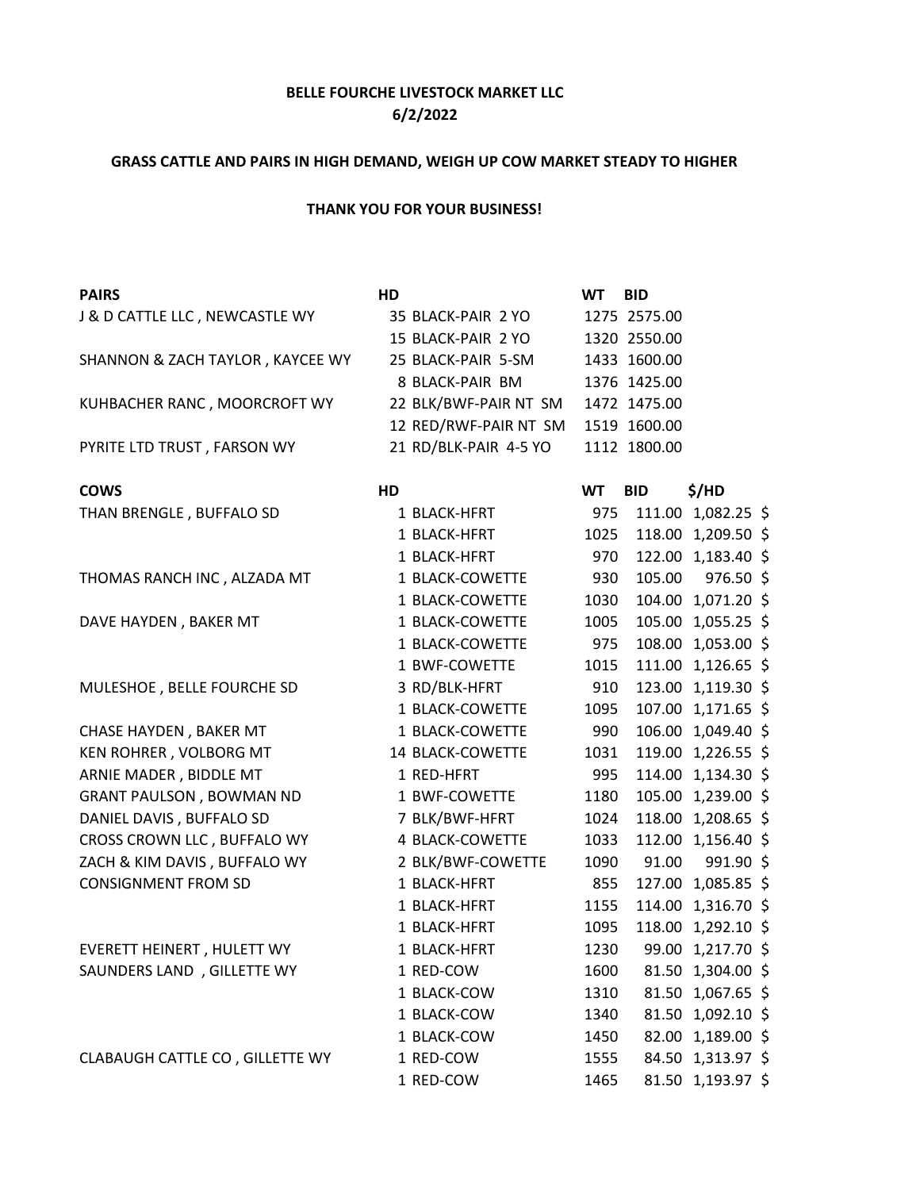**BELLE FOURCHE LIVESTOCK MARKET LLC**
**6/2/2022**

**GRASS CATTLE AND PAIRS IN HIGH DEMAND, WEIGH UP COW MARKET STEADY TO HIGHER**

**THANK YOU FOR YOUR BUSINESS!**

| **PAIRS** | **HD** | | **WT** | **BID** |
|---|---|---|---|---|
| J & D CATTLE LLC , NEWCASTLE WY | 35 | BLACK-PAIR 2 YO | 1275 | 2575.00 |
| | 15 | BLACK-PAIR 2 YO | 1320 | 2550.00 |
| SHANNON & ZACH TAYLOR , KAYCEE WY | 25 | BLACK-PAIR 5-SM | 1433 | 1600.00 |
| | 8 | BLACK-PAIR BM | 1376 | 1425.00 |
| KUHBACHER RANC , MOORCROFT WY | 22 | BLK/BWF-PAIR NT SM | 1472 | 1475.00 |
| | 12 | RED/RWF-PAIR NT SM | 1519 | 1600.00 |
| PYRITE LTD TRUST , FARSON WY | 21 | RD/BLK-PAIR 4-5 YO | 1112 | 1800.00 |

| **COWS** | **HD** | | **WT** | **BID** | **$/HD** |
|---|---|---|---|---|---|
| THAN BRENGLE , BUFFALO SD | 1 | BLACK-HFRT | 975 | 111.00 | 1,082.25 $ |
| | 1 | BLACK-HFRT | 1025 | 118.00 | 1,209.50 $ |
| | 1 | BLACK-HFRT | 970 | 122.00 | 1,183.40 $ |
| THOMAS RANCH INC , ALZADA MT | 1 | BLACK-COWETTE | 930 | 105.00 | 976.50 $ |
| | 1 | BLACK-COWETTE | 1030 | 104.00 | 1,071.20 $ |
| DAVE HAYDEN , BAKER MT | 1 | BLACK-COWETTE | 1005 | 105.00 | 1,055.25 $ |
| | 1 | BLACK-COWETTE | 975 | 108.00 | 1,053.00 $ |
| | 1 | BWF-COWETTE | 1015 | 111.00 | 1,126.65 $ |
| MULESHOE , BELLE FOURCHE SD | 3 | RD/BLK-HFRT | 910 | 123.00 | 1,119.30 $ |
| | 1 | BLACK-COWETTE | 1095 | 107.00 | 1,171.65 $ |
| CHASE HAYDEN , BAKER MT | 1 | BLACK-COWETTE | 990 | 106.00 | 1,049.40 $ |
| KEN ROHRER , VOLBORG MT | 14 | BLACK-COWETTE | 1031 | 119.00 | 1,226.55 $ |
| ARNIE MADER , BIDDLE MT | 1 | RED-HFRT | 995 | 114.00 | 1,134.30 $ |
| GRANT PAULSON , BOWMAN ND | 1 | BWF-COWETTE | 1180 | 105.00 | 1,239.00 $ |
| DANIEL DAVIS , BUFFALO SD | 7 | BLK/BWF-HFRT | 1024 | 118.00 | 1,208.65 $ |
| CROSS CROWN LLC , BUFFALO WY | 4 | BLACK-COWETTE | 1033 | 112.00 | 1,156.40 $ |
| ZACH & KIM DAVIS , BUFFALO WY | 2 | BLK/BWF-COWETTE | 1090 | 91.00 | 991.90 $ |
| CONSIGNMENT FROM SD | 1 | BLACK-HFRT | 855 | 127.00 | 1,085.85 $ |
| | 1 | BLACK-HFRT | 1155 | 114.00 | 1,316.70 $ |
| | 1 | BLACK-HFRT | 1095 | 118.00 | 1,292.10 $ |
| EVERETT HEINERT , HULETT WY | 1 | BLACK-HFRT | 1230 | 99.00 | 1,217.70 $ |
| SAUNDERS LAND , GILLETTE WY | 1 | RED-COW | 1600 | 81.50 | 1,304.00 $ |
| | 1 | BLACK-COW | 1310 | 81.50 | 1,067.65 $ |
| | 1 | BLACK-COW | 1340 | 81.50 | 1,092.10 $ |
| | 1 | BLACK-COW | 1450 | 82.00 | 1,189.00 $ |
| CLABAUGH CATTLE CO , GILLETTE WY | 1 | RED-COW | 1555 | 84.50 | 1,313.97 $ |
| | 1 | RED-COW | 1465 | 81.50 | 1,193.97 $ |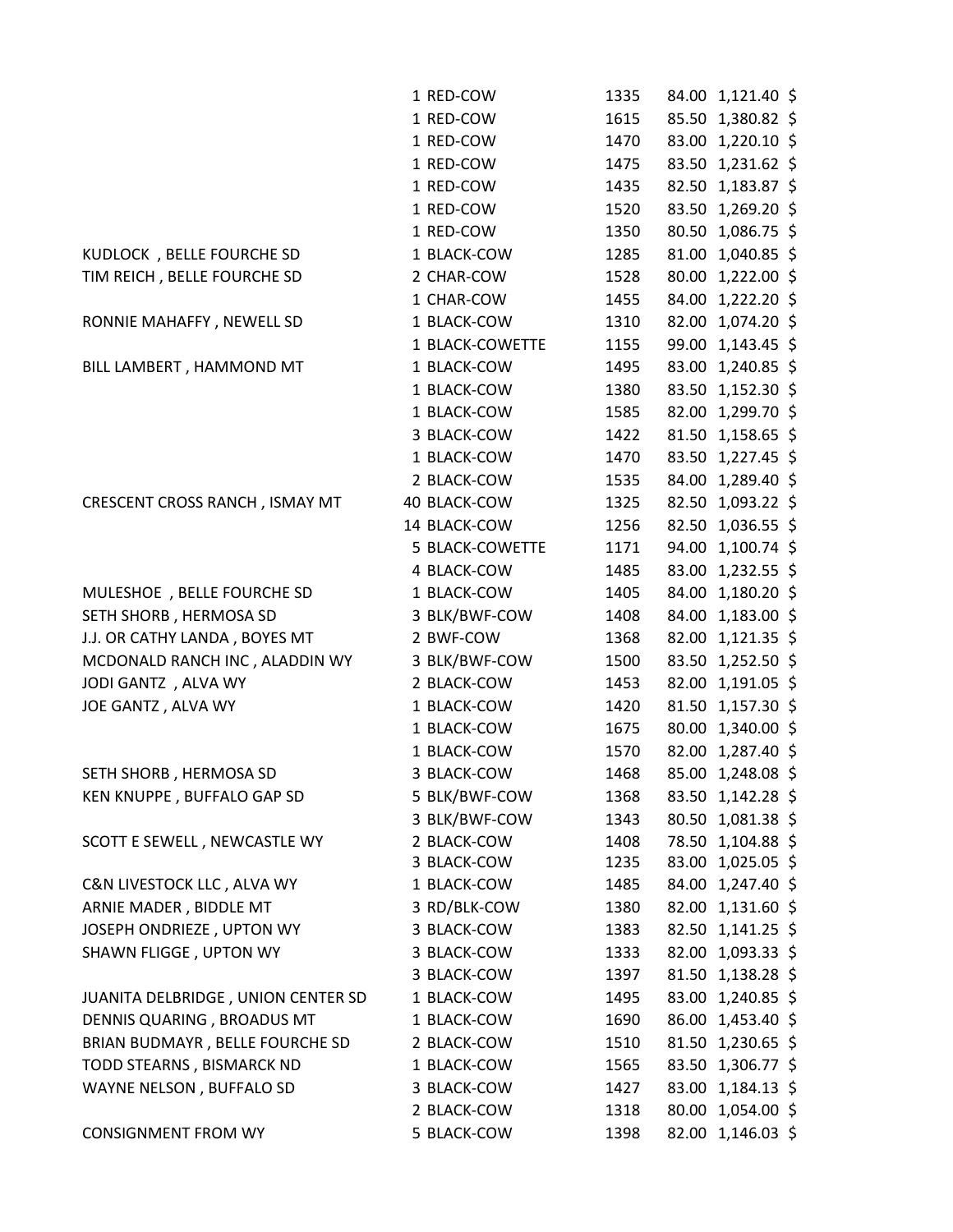| Consignor | Head / Description | Weight | Price | Amount | |
|---|---|---|---|---|---|
| | 1 RED-COW | 1335 | 84.00 | 1,121.40 | $ |
| | 1 RED-COW | 1615 | 85.50 | 1,380.82 | $ |
| | 1 RED-COW | 1470 | 83.00 | 1,220.10 | $ |
| | 1 RED-COW | 1475 | 83.50 | 1,231.62 | $ |
| | 1 RED-COW | 1435 | 82.50 | 1,183.87 | $ |
| | 1 RED-COW | 1520 | 83.50 | 1,269.20 | $ |
| | 1 RED-COW | 1350 | 80.50 | 1,086.75 | $ |
| KUDLOCK , BELLE FOURCHE SD | 1 BLACK-COW | 1285 | 81.00 | 1,040.85 | $ |
| TIM REICH , BELLE FOURCHE SD | 2 CHAR-COW | 1528 | 80.00 | 1,222.00 | $ |
| | 1 CHAR-COW | 1455 | 84.00 | 1,222.20 | $ |
| RONNIE MAHAFFY , NEWELL SD | 1 BLACK-COW | 1310 | 82.00 | 1,074.20 | $ |
| | 1 BLACK-COWETTE | 1155 | 99.00 | 1,143.45 | $ |
| BILL LAMBERT , HAMMOND MT | 1 BLACK-COW | 1495 | 83.00 | 1,240.85 | $ |
| | 1 BLACK-COW | 1380 | 83.50 | 1,152.30 | $ |
| | 1 BLACK-COW | 1585 | 82.00 | 1,299.70 | $ |
| | 3 BLACK-COW | 1422 | 81.50 | 1,158.65 | $ |
| | 1 BLACK-COW | 1470 | 83.50 | 1,227.45 | $ |
| | 2 BLACK-COW | 1535 | 84.00 | 1,289.40 | $ |
| CRESCENT CROSS RANCH , ISMAY MT | 40 BLACK-COW | 1325 | 82.50 | 1,093.22 | $ |
| | 14 BLACK-COW | 1256 | 82.50 | 1,036.55 | $ |
| | 5 BLACK-COWETTE | 1171 | 94.00 | 1,100.74 | $ |
| | 4 BLACK-COW | 1485 | 83.00 | 1,232.55 | $ |
| MULESHOE , BELLE FOURCHE SD | 1 BLACK-COW | 1405 | 84.00 | 1,180.20 | $ |
| SETH SHORB , HERMOSA SD | 3 BLK/BWF-COW | 1408 | 84.00 | 1,183.00 | $ |
| J.J. OR CATHY LANDA , BOYES MT | 2 BWF-COW | 1368 | 82.00 | 1,121.35 | $ |
| MCDONALD RANCH INC , ALADDIN WY | 3 BLK/BWF-COW | 1500 | 83.50 | 1,252.50 | $ |
| JODI GANTZ , ALVA WY | 2 BLACK-COW | 1453 | 82.00 | 1,191.05 | $ |
| JOE GANTZ , ALVA WY | 1 BLACK-COW | 1420 | 81.50 | 1,157.30 | $ |
| | 1 BLACK-COW | 1675 | 80.00 | 1,340.00 | $ |
| | 1 BLACK-COW | 1570 | 82.00 | 1,287.40 | $ |
| SETH SHORB , HERMOSA SD | 3 BLACK-COW | 1468 | 85.00 | 1,248.08 | $ |
| KEN KNUPPE , BUFFALO GAP SD | 5 BLK/BWF-COW | 1368 | 83.50 | 1,142.28 | $ |
| | 3 BLK/BWF-COW | 1343 | 80.50 | 1,081.38 | $ |
| SCOTT E SEWELL , NEWCASTLE WY | 2 BLACK-COW | 1408 | 78.50 | 1,104.88 | $ |
| | 3 BLACK-COW | 1235 | 83.00 | 1,025.05 | $ |
| C&N LIVESTOCK LLC , ALVA WY | 1 BLACK-COW | 1485 | 84.00 | 1,247.40 | $ |
| ARNIE MADER , BIDDLE MT | 3 RD/BLK-COW | 1380 | 82.00 | 1,131.60 | $ |
| JOSEPH ONDRIEZE , UPTON WY | 3 BLACK-COW | 1383 | 82.50 | 1,141.25 | $ |
| SHAWN FLIGGE , UPTON WY | 3 BLACK-COW | 1333 | 82.00 | 1,093.33 | $ |
| | 3 BLACK-COW | 1397 | 81.50 | 1,138.28 | $ |
| JUANITA DELBRIDGE , UNION CENTER SD | 1 BLACK-COW | 1495 | 83.00 | 1,240.85 | $ |
| DENNIS QUARING , BROADUS MT | 1 BLACK-COW | 1690 | 86.00 | 1,453.40 | $ |
| BRIAN BUDMAYR , BELLE FOURCHE SD | 2 BLACK-COW | 1510 | 81.50 | 1,230.65 | $ |
| TODD STEARNS , BISMARCK ND | 1 BLACK-COW | 1565 | 83.50 | 1,306.77 | $ |
| WAYNE NELSON , BUFFALO SD | 3 BLACK-COW | 1427 | 83.00 | 1,184.13 | $ |
| | 2 BLACK-COW | 1318 | 80.00 | 1,054.00 | $ |
| CONSIGNMENT FROM WY | 5 BLACK-COW | 1398 | 82.00 | 1,146.03 | $ |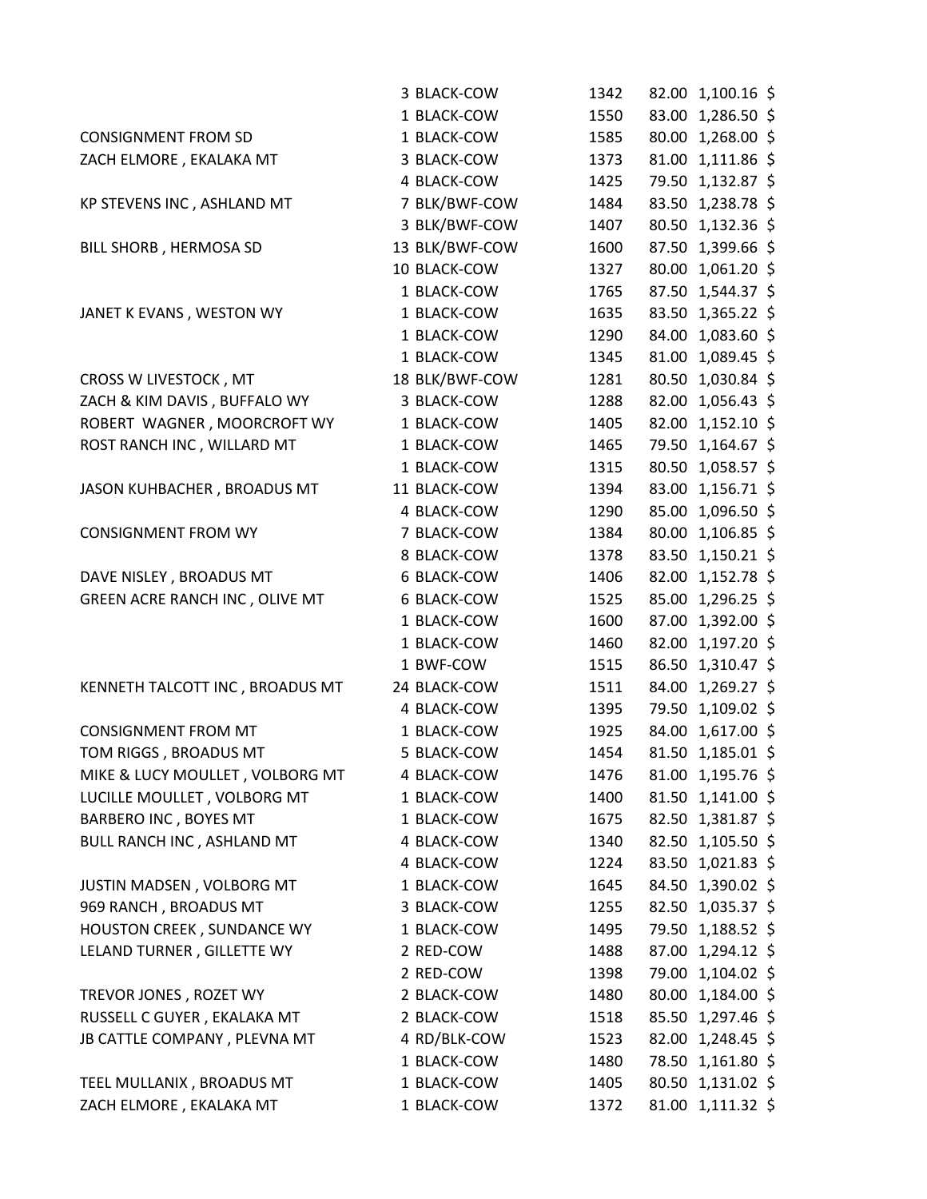| | | | | |
|---|---|---|---|---|
| | 3 BLACK-COW | 1342 | 82.00 | 1,100.16 $ |
| | 1 BLACK-COW | 1550 | 83.00 | 1,286.50 $ |
| CONSIGNMENT FROM SD | 1 BLACK-COW | 1585 | 80.00 | 1,268.00 $ |
| ZACH ELMORE , EKALAKA MT | 3 BLACK-COW | 1373 | 81.00 | 1,111.86 $ |
| | 4 BLACK-COW | 1425 | 79.50 | 1,132.87 $ |
| KP STEVENS INC , ASHLAND MT | 7 BLK/BWF-COW | 1484 | 83.50 | 1,238.78 $ |
| | 3 BLK/BWF-COW | 1407 | 80.50 | 1,132.36 $ |
| BILL SHORB , HERMOSA SD | 13 BLK/BWF-COW | 1600 | 87.50 | 1,399.66 $ |
| | 10 BLACK-COW | 1327 | 80.00 | 1,061.20 $ |
| | 1 BLACK-COW | 1765 | 87.50 | 1,544.37 $ |
| JANET K EVANS , WESTON WY | 1 BLACK-COW | 1635 | 83.50 | 1,365.22 $ |
| | 1 BLACK-COW | 1290 | 84.00 | 1,083.60 $ |
| | 1 BLACK-COW | 1345 | 81.00 | 1,089.45 $ |
| CROSS W LIVESTOCK , MT | 18 BLK/BWF-COW | 1281 | 80.50 | 1,030.84 $ |
| ZACH & KIM DAVIS , BUFFALO WY | 3 BLACK-COW | 1288 | 82.00 | 1,056.43 $ |
| ROBERT WAGNER , MOORCROFT WY | 1 BLACK-COW | 1405 | 82.00 | 1,152.10 $ |
| ROST RANCH INC , WILLARD MT | 1 BLACK-COW | 1465 | 79.50 | 1,164.67 $ |
| | 1 BLACK-COW | 1315 | 80.50 | 1,058.57 $ |
| JASON KUHBACHER , BROADUS MT | 11 BLACK-COW | 1394 | 83.00 | 1,156.71 $ |
| | 4 BLACK-COW | 1290 | 85.00 | 1,096.50 $ |
| CONSIGNMENT FROM WY | 7 BLACK-COW | 1384 | 80.00 | 1,106.85 $ |
| | 8 BLACK-COW | 1378 | 83.50 | 1,150.21 $ |
| DAVE NISLEY , BROADUS MT | 6 BLACK-COW | 1406 | 82.00 | 1,152.78 $ |
| GREEN ACRE RANCH INC , OLIVE MT | 6 BLACK-COW | 1525 | 85.00 | 1,296.25 $ |
| | 1 BLACK-COW | 1600 | 87.00 | 1,392.00 $ |
| | 1 BLACK-COW | 1460 | 82.00 | 1,197.20 $ |
| | 1 BWF-COW | 1515 | 86.50 | 1,310.47 $ |
| KENNETH TALCOTT INC , BROADUS MT | 24 BLACK-COW | 1511 | 84.00 | 1,269.27 $ |
| | 4 BLACK-COW | 1395 | 79.50 | 1,109.02 $ |
| CONSIGNMENT FROM MT | 1 BLACK-COW | 1925 | 84.00 | 1,617.00 $ |
| TOM RIGGS , BROADUS MT | 5 BLACK-COW | 1454 | 81.50 | 1,185.01 $ |
| MIKE & LUCY MOULLET , VOLBORG MT | 4 BLACK-COW | 1476 | 81.00 | 1,195.76 $ |
| LUCILLE MOULLET , VOLBORG MT | 1 BLACK-COW | 1400 | 81.50 | 1,141.00 $ |
| BARBERO INC , BOYES MT | 1 BLACK-COW | 1675 | 82.50 | 1,381.87 $ |
| BULL RANCH INC , ASHLAND MT | 4 BLACK-COW | 1340 | 82.50 | 1,105.50 $ |
| | 4 BLACK-COW | 1224 | 83.50 | 1,021.83 $ |
| JUSTIN MADSEN , VOLBORG MT | 1 BLACK-COW | 1645 | 84.50 | 1,390.02 $ |
| 969 RANCH , BROADUS MT | 3 BLACK-COW | 1255 | 82.50 | 1,035.37 $ |
| HOUSTON CREEK , SUNDANCE WY | 1 BLACK-COW | 1495 | 79.50 | 1,188.52 $ |
| LELAND TURNER , GILLETTE WY | 2 RED-COW | 1488 | 87.00 | 1,294.12 $ |
| | 2 RED-COW | 1398 | 79.00 | 1,104.02 $ |
| TREVOR JONES , ROZET WY | 2 BLACK-COW | 1480 | 80.00 | 1,184.00 $ |
| RUSSELL C GUYER , EKALAKA MT | 2 BLACK-COW | 1518 | 85.50 | 1,297.46 $ |
| JB CATTLE COMPANY , PLEVNA MT | 4 RD/BLK-COW | 1523 | 82.00 | 1,248.45 $ |
| | 1 BLACK-COW | 1480 | 78.50 | 1,161.80 $ |
| TEEL MULLANIX , BROADUS MT | 1 BLACK-COW | 1405 | 80.50 | 1,131.02 $ |
| ZACH ELMORE , EKALAKA MT | 1 BLACK-COW | 1372 | 81.00 | 1,111.32 $ |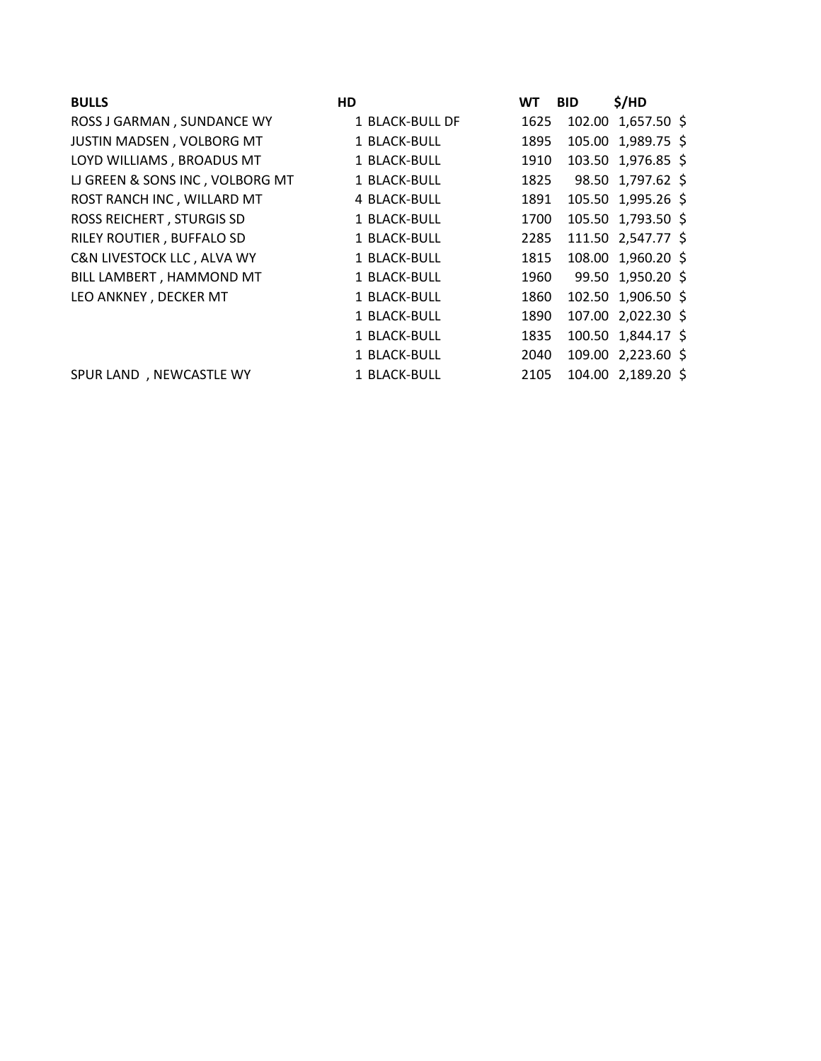| BULLS | HD | | WT | BID | $/HD | |
|---|---|---|---|---|---|---|
| ROSS J GARMAN , SUNDANCE WY | 1 | BLACK-BULL DF | 1625 | 102.00 | 1,657.50 | $ |
| JUSTIN MADSEN , VOLBORG MT | 1 | BLACK-BULL | 1895 | 105.00 | 1,989.75 | $ |
| LOYD WILLIAMS , BROADUS MT | 1 | BLACK-BULL | 1910 | 103.50 | 1,976.85 | $ |
| LJ GREEN & SONS INC , VOLBORG MT | 1 | BLACK-BULL | 1825 | 98.50 | 1,797.62 | $ |
| ROST RANCH INC , WILLARD MT | 4 | BLACK-BULL | 1891 | 105.50 | 1,995.26 | $ |
| ROSS REICHERT , STURGIS SD | 1 | BLACK-BULL | 1700 | 105.50 | 1,793.50 | $ |
| RILEY ROUTIER , BUFFALO SD | 1 | BLACK-BULL | 2285 | 111.50 | 2,547.77 | $ |
| C&N LIVESTOCK LLC , ALVA WY | 1 | BLACK-BULL | 1815 | 108.00 | 1,960.20 | $ |
| BILL LAMBERT , HAMMOND MT | 1 | BLACK-BULL | 1960 | 99.50 | 1,950.20 | $ |
| LEO ANKNEY , DECKER MT | 1 | BLACK-BULL | 1860 | 102.50 | 1,906.50 | $ |
| | 1 | BLACK-BULL | 1890 | 107.00 | 2,022.30 | $ |
| | 1 | BLACK-BULL | 1835 | 100.50 | 1,844.17 | $ |
| | 1 | BLACK-BULL | 2040 | 109.00 | 2,223.60 | $ |
| SPUR LAND , NEWCASTLE WY | 1 | BLACK-BULL | 2105 | 104.00 | 2,189.20 | $ |